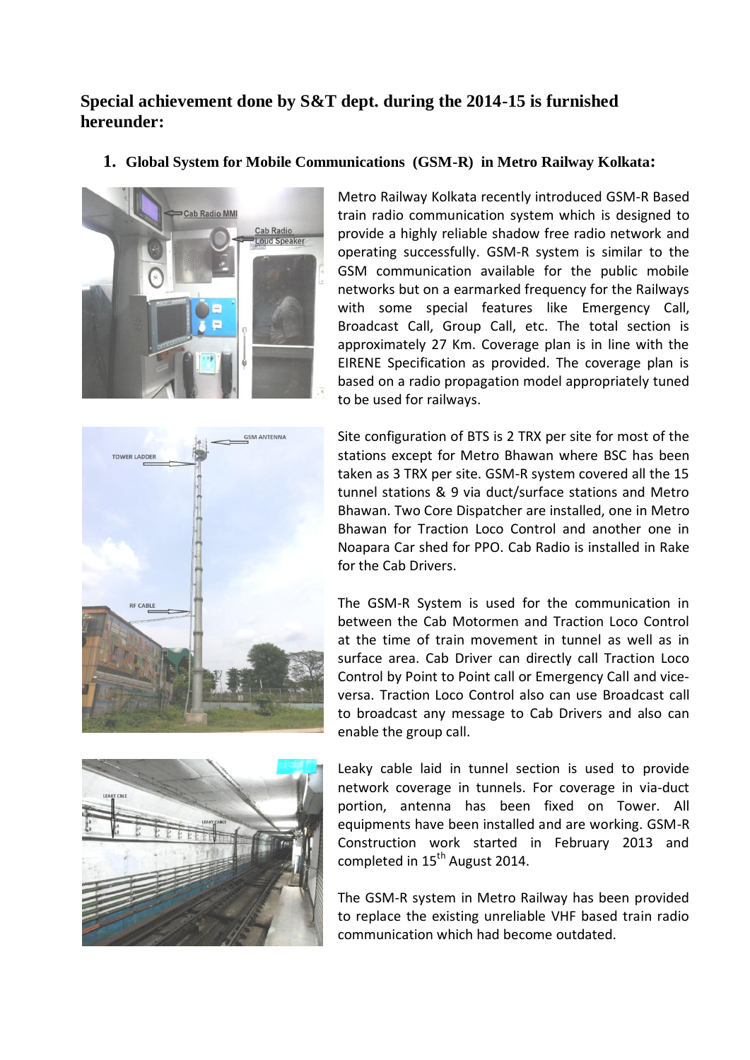## Special achievement done by S&T dept. during the 2014-15 is furnished hereunder:

### 1. Global System for Mobile Communications (GSM-R) in Metro Railway Kolkata:

Metro Railway Kolkata recently introduced GSM-R Based train radio communication system which is designed to provide a highly reliable shadow free radio network and operating successfully. GSM-R system is similar to the GSM communication available for the public mobile networks but on a earmarked frequency for the Railways with some special features like Emergency Call, Broadcast Call, Group Call, etc. The total section is approximately 27 Km. Coverage plan is in line with the EIRENE Specification as provided. The coverage plan is based on a radio propagation model appropriately tuned to be used for railways.

Site configuration of BTS is 2 TRX per site for most of the stations except for Metro Bhawan where BSC has been taken as 3 TRX per site. GSM-R system covered all the 15 tunnel stations & 9 via duct/surface stations and Metro Bhawan. Two Core Dispatcher are installed, one in Metro Bhawan for Traction Loco Control and another one in Noapara Car shed for PPO. Cab Radio is installed in Rake for the Cab Drivers.

The GSM-R System is used for the communication in between the Cab Motormen and Traction Loco Control at the time of train movement in tunnel as well as in surface area. Cab Driver can directly call Traction Loco Control by Point to Point call or Emergency Call and vice-versa. Traction Loco Control also can use Broadcast call to broadcast any message to Cab Drivers and also can enable the group call.

Leaky cable laid in tunnel section is used to provide network coverage in tunnels. For coverage in via-duct portion, antenna has been fixed on Tower. All equipments have been installed and are working. GSM-R Construction work started in February 2013 and completed in 15th August 2014.

The GSM-R system in Metro Railway has been provided to replace the existing unreliable VHF based train radio communication which had become outdated.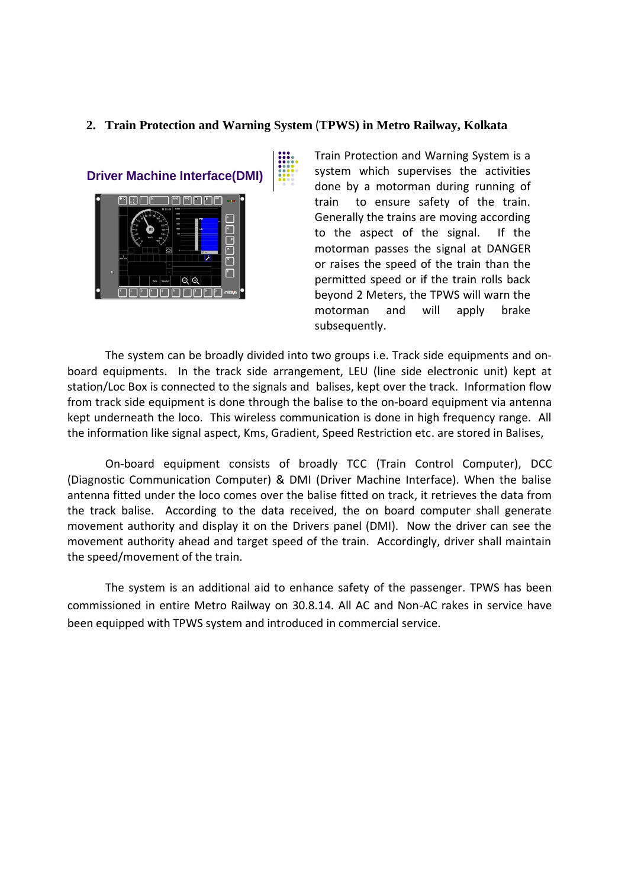## 2. Train Protection and Warning System (TPWS) in Metro Railway, Kolkata

**Driver Machine Interface(DMI)**

Train Protection and Warning System is a system which supervises the activities done by a motorman during running of train to ensure safety of the train. Generally the trains are moving according to the aspect of the signal. If the motorman passes the signal at DANGER or raises the speed of the train than the permitted speed or if the train rolls back beyond 2 Meters, the TPWS will warn the motorman and will apply brake subsequently.

The system can be broadly divided into two groups i.e. Track side equipments and on-board equipments. In the track side arrangement, LEU (line side electronic unit) kept at station/Loc Box is connected to the signals and balises, kept over the track. Information flow from track side equipment is done through the balise to the on-board equipment via antenna kept underneath the loco. This wireless communication is done in high frequency range. All the information like signal aspect, Kms, Gradient, Speed Restriction etc. are stored in Balises,

On-board equipment consists of broadly TCC (Train Control Computer), DCC (Diagnostic Communication Computer) & DMI (Driver Machine Interface). When the balise antenna fitted under the loco comes over the balise fitted on track, it retrieves the data from the track balise. According to the data received, the on board computer shall generate movement authority and display it on the Drivers panel (DMI). Now the driver can see the movement authority ahead and target speed of the train. Accordingly, driver shall maintain the speed/movement of the train.

The system is an additional aid to enhance safety of the passenger. TPWS has been commissioned in entire Metro Railway on 30.8.14. All AC and Non-AC rakes in service have been equipped with TPWS system and introduced in commercial service.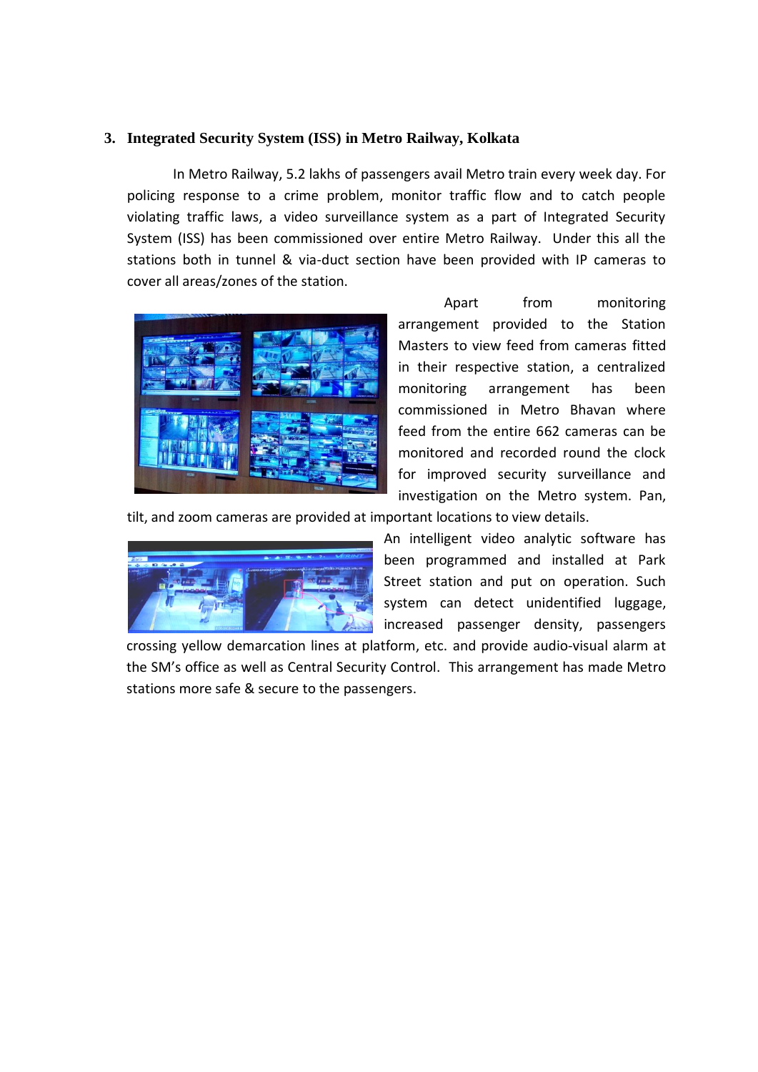### 3. Integrated Security System (ISS) in Metro Railway, Kolkata

In Metro Railway, 5.2 lakhs of passengers avail Metro train every week day. For policing response to a crime problem, monitor traffic flow and to catch people violating traffic laws, a video surveillance system as a part of Integrated Security System (ISS) has been commissioned over entire Metro Railway. Under this all the stations both in tunnel & via-duct section have been provided with IP cameras to cover all areas/zones of the station.

Apart from monitoring arrangement provided to the Station Masters to view feed from cameras fitted in their respective station, a centralized monitoring arrangement has been commissioned in Metro Bhavan where feed from the entire 662 cameras can be monitored and recorded round the clock for improved security surveillance and investigation on the Metro system. Pan, tilt, and zoom cameras are provided at important locations to view details.

An intelligent video analytic software has been programmed and installed at Park Street station and put on operation. Such system can detect unidentified luggage, increased passenger density, passengers crossing yellow demarcation lines at platform, etc. and provide audio-visual alarm at the SM's office as well as Central Security Control. This arrangement has made Metro stations more safe & secure to the passengers.